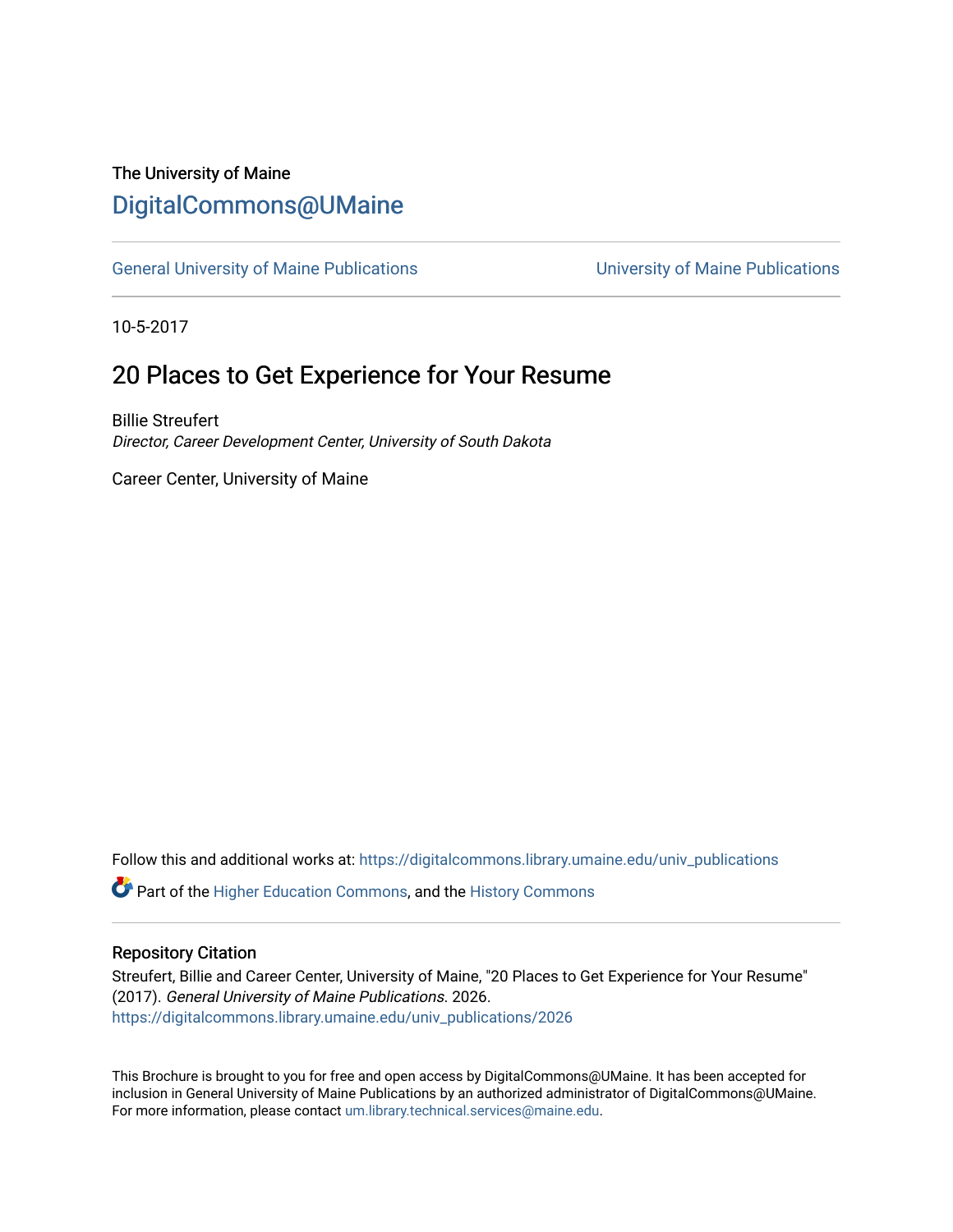The University of Maine

# DigitalCommons@UMaine

General University of Maine Publications | University of Maine Publications

10-5-2017

## 20 Places to Get Experience for Your Resume

Billie Streufert
*Director, Career Development Center, University of South Dakota*

Career Center, University of Maine

Follow this and additional works at: https://digitalcommons.library.umaine.edu/univ_publications

Part of the Higher Education Commons, and the History Commons

### Repository Citation

Streufert, Billie and Career Center, University of Maine, "20 Places to Get Experience for Your Resume" (2017). *General University of Maine Publications*. 2026.
https://digitalcommons.library.umaine.edu/univ_publications/2026

This Brochure is brought to you for free and open access by DigitalCommons@UMaine. It has been accepted for inclusion in General University of Maine Publications by an authorized administrator of DigitalCommons@UMaine. For more information, please contact um.library.technical.services@maine.edu.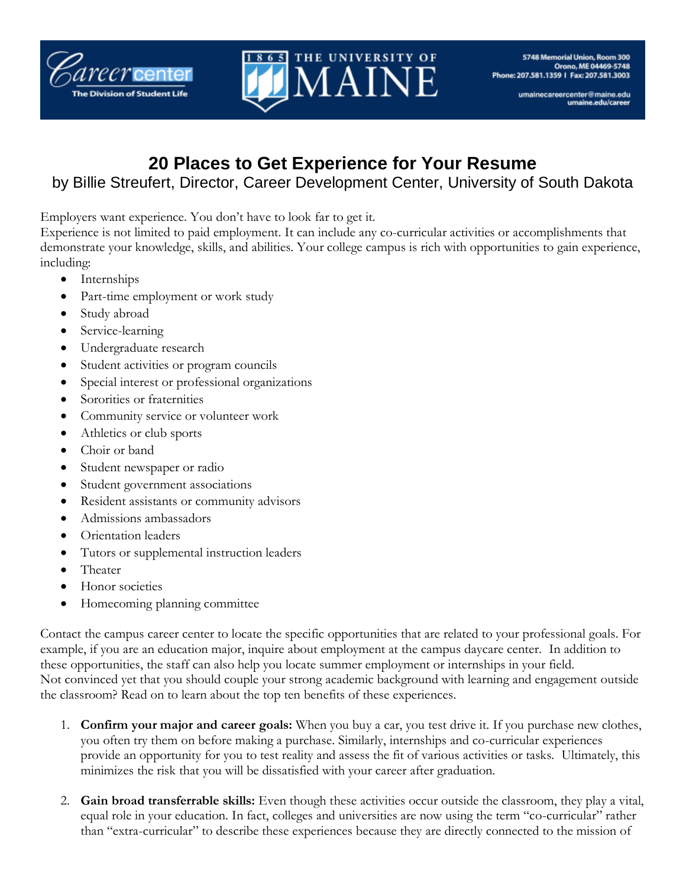# 20 Places to Get Experience for Your Resume

by Billie Streufert, Director, Career Development Center, University of South Dakota

Employers want experience. You don't have to look far to get it.
Experience is not limited to paid employment. It can include any co-curricular activities or accomplishments that demonstrate your knowledge, skills, and abilities. Your college campus is rich with opportunities to gain experience, including:

- Internships
- Part-time employment or work study
- Study abroad
- Service-learning
- Undergraduate research
- Student activities or program councils
- Special interest or professional organizations
- Sororities or fraternities
- Community service or volunteer work
- Athletics or club sports
- Choir or band
- Student newspaper or radio
- Student government associations
- Resident assistants or community advisors
- Admissions ambassadors
- Orientation leaders
- Tutors or supplemental instruction leaders
- Theater
- Honor societies
- Homecoming planning committee

Contact the campus career center to locate the specific opportunities that are related to your professional goals. For example, if you are an education major, inquire about employment at the campus daycare center. In addition to these opportunities, the staff can also help you locate summer employment or internships in your field.
Not convinced yet that you should couple your strong academic background with learning and engagement outside the classroom? Read on to learn about the top ten benefits of these experiences.

1. **Confirm your major and career goals:** When you buy a car, you test drive it. If you purchase new clothes, you often try them on before making a purchase. Similarly, internships and co-curricular experiences provide an opportunity for you to test reality and assess the fit of various activities or tasks. Ultimately, this minimizes the risk that you will be dissatisfied with your career after graduation.

2. **Gain broad transferrable skills:** Even though these activities occur outside the classroom, they play a vital, equal role in your education. In fact, colleges and universities are now using the term "co-curricular" rather than "extra-curricular" to describe these experiences because they are directly connected to the mission of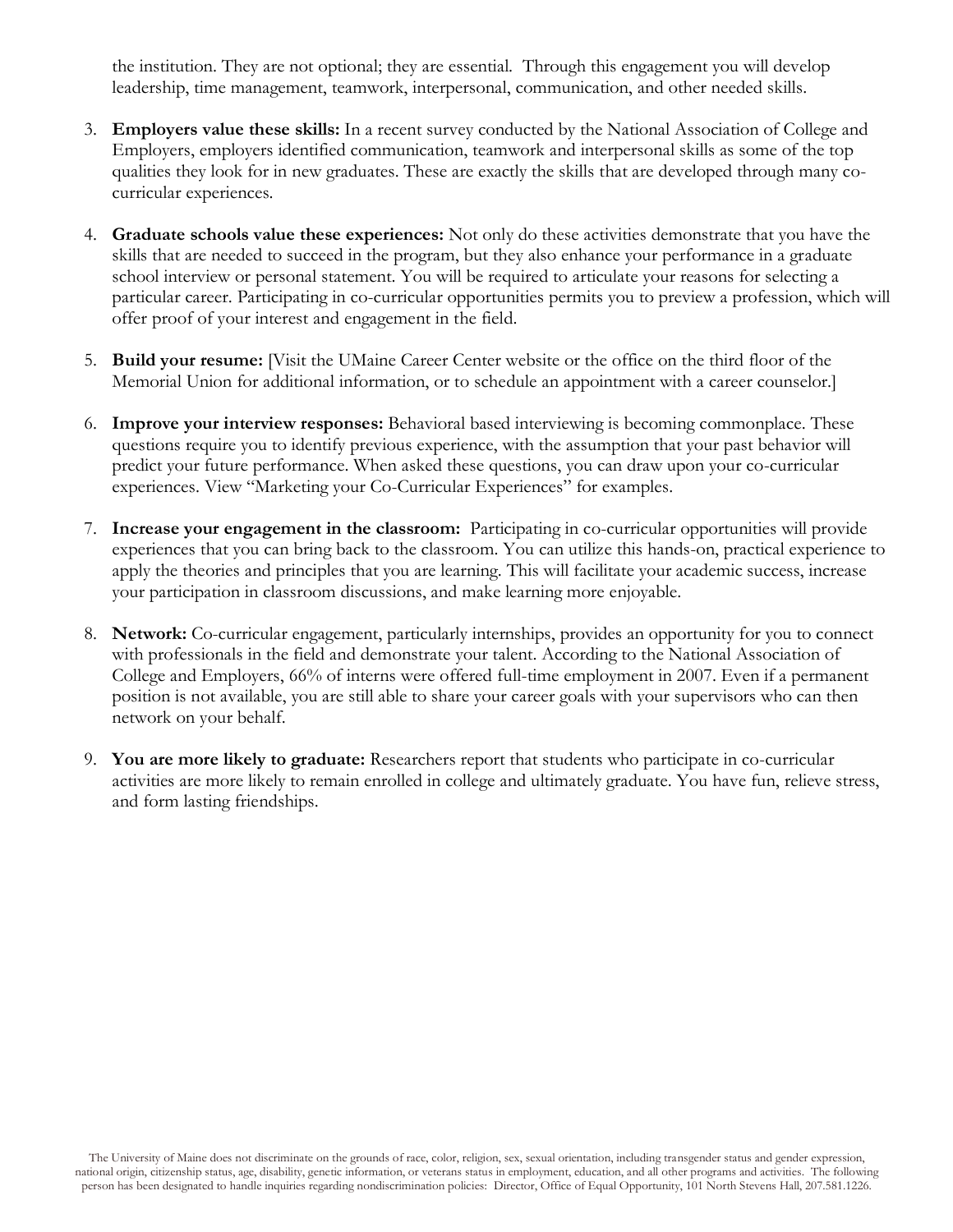the institution. They are not optional; they are essential. Through this engagement you will develop leadership, time management, teamwork, interpersonal, communication, and other needed skills.

3. **Employers value these skills:** In a recent survey conducted by the National Association of College and Employers, employers identified communication, teamwork and interpersonal skills as some of the top qualities they look for in new graduates. These are exactly the skills that are developed through many co-curricular experiences.

4. **Graduate schools value these experiences:** Not only do these activities demonstrate that you have the skills that are needed to succeed in the program, but they also enhance your performance in a graduate school interview or personal statement. You will be required to articulate your reasons for selecting a particular career. Participating in co-curricular opportunities permits you to preview a profession, which will offer proof of your interest and engagement in the field.

5. **Build your resume:** [Visit the UMaine Career Center website or the office on the third floor of the Memorial Union for additional information, or to schedule an appointment with a career counselor.]

6. **Improve your interview responses:** Behavioral based interviewing is becoming commonplace. These questions require you to identify previous experience, with the assumption that your past behavior will predict your future performance. When asked these questions, you can draw upon your co-curricular experiences. View "Marketing your Co-Curricular Experiences" for examples.

7. **Increase your engagement in the classroom:** Participating in co-curricular opportunities will provide experiences that you can bring back to the classroom. You can utilize this hands-on, practical experience to apply the theories and principles that you are learning. This will facilitate your academic success, increase your participation in classroom discussions, and make learning more enjoyable.

8. **Network:** Co-curricular engagement, particularly internships, provides an opportunity for you to connect with professionals in the field and demonstrate your talent. According to the National Association of College and Employers, 66% of interns were offered full-time employment in 2007. Even if a permanent position is not available, you are still able to share your career goals with your supervisors who can then network on your behalf.

9. **You are more likely to graduate:** Researchers report that students who participate in co-curricular activities are more likely to remain enrolled in college and ultimately graduate. You have fun, relieve stress, and form lasting friendships.

The University of Maine does not discriminate on the grounds of race, color, religion, sex, sexual orientation, including transgender status and gender expression, national origin, citizenship status, age, disability, genetic information, or veterans status in employment, education, and all other programs and activities. The following person has been designated to handle inquiries regarding nondiscrimination policies: Director, Office of Equal Opportunity, 101 North Stevens Hall, 207.581.1226.